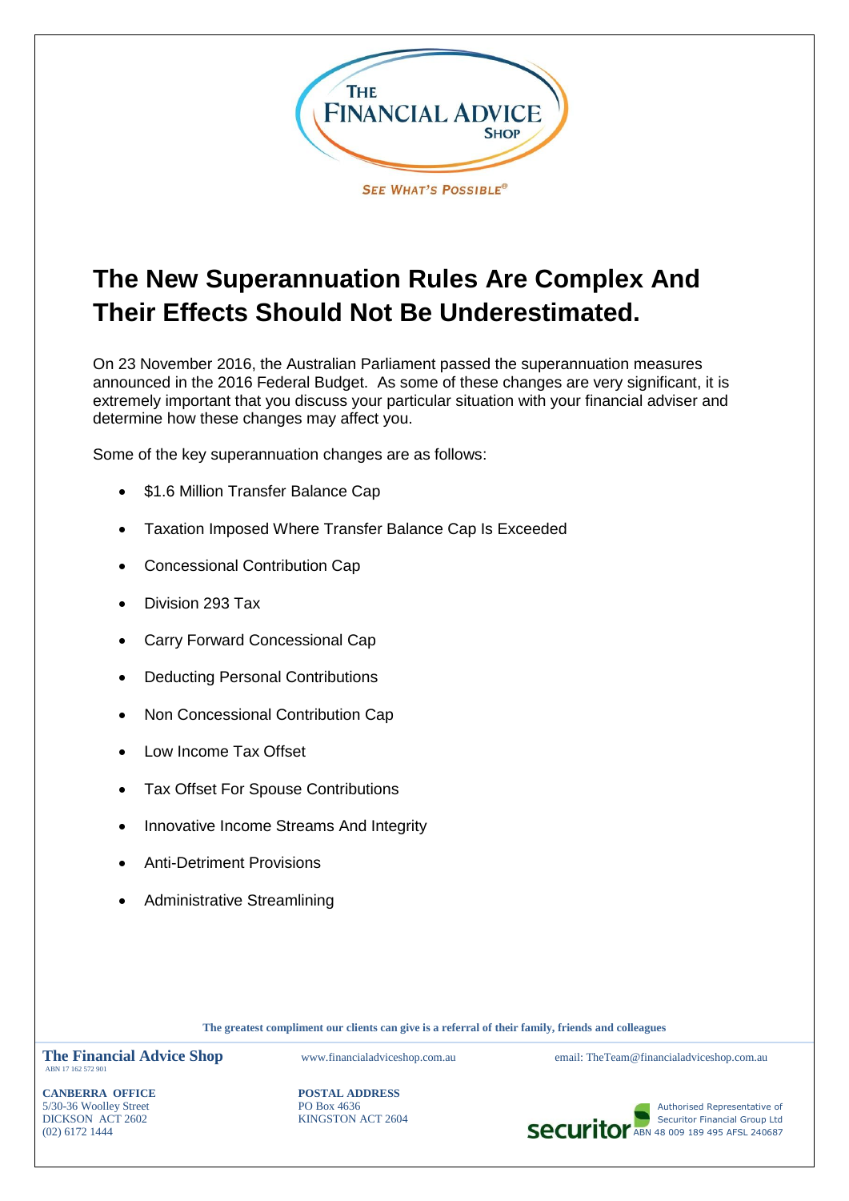THE FINANCIAL ADVICE SHOP

SEE WHAT'S POSSIBLE®

# The New Superannuation Rules Are Complex And Their Effects Should Not Be Underestimated.

On 23 November 2016, the Australian Parliament passed the superannuation measures announced in the 2016 Federal Budget. As some of these changes are very significant, it is extremely important that you discuss your particular situation with your financial adviser and determine how these changes may affect you.

Some of the key superannuation changes are as follows:

- $1.6 Million Transfer Balance Cap
- Taxation Imposed Where Transfer Balance Cap Is Exceeded
- Concessional Contribution Cap
- Division 293 Tax
- Carry Forward Concessional Cap
- Deducting Personal Contributions
- Non Concessional Contribution Cap
- Low Income Tax Offset
- Tax Offset For Spouse Contributions
- Innovative Income Streams And Integrity
- Anti-Detriment Provisions
- Administrative Streamlining

**The greatest compliment our clients can give is a referral of their family, friends and colleagues**

**The Financial Advice Shop**
ABN 17 162 572 901

www.financialadviceshop.com.au

email: TheTeam@financialadviceshop.com.au

**CANBERRA OFFICE**
5/30-36 Woolley Street
DICKSON ACT 2602
(02) 6172 1444

**POSTAL ADDRESS**
PO Box 4636
KINGSTON ACT 2604

securitor
Authorised Representative of
Securitor Financial Group Ltd
ABN 48 009 189 495 AFSL 240687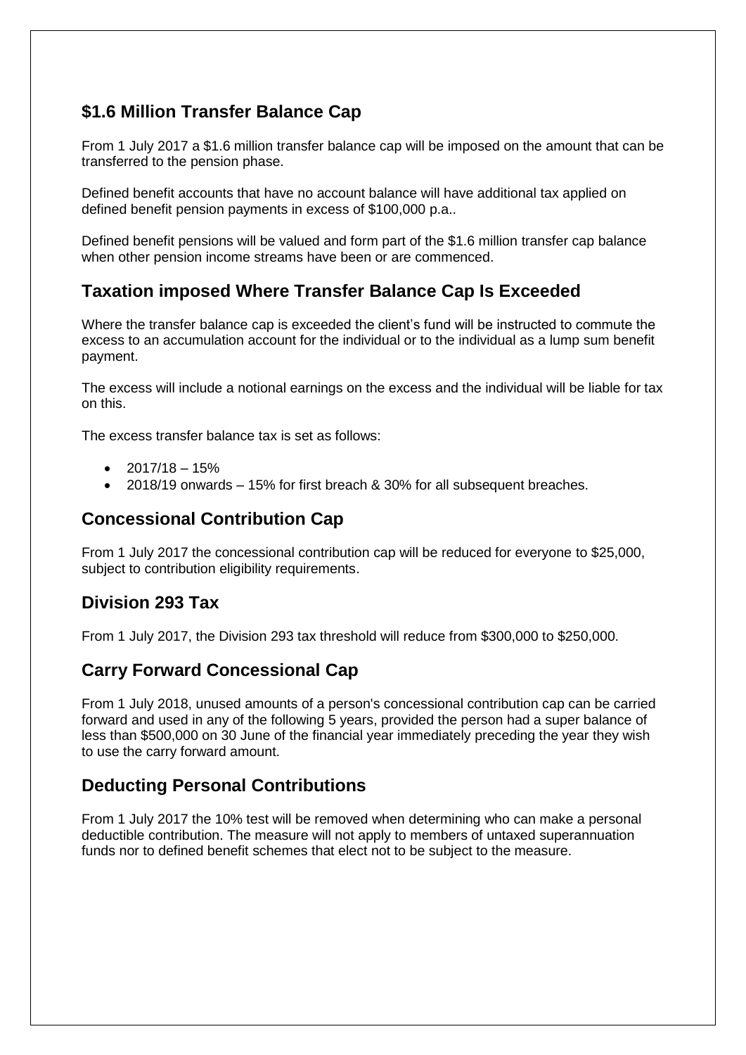## $1.6 Million Transfer Balance Cap

From 1 July 2017 a $1.6 million transfer balance cap will be imposed on the amount that can be transferred to the pension phase.

Defined benefit accounts that have no account balance will have additional tax applied on defined benefit pension payments in excess of $100,000 p.a..

Defined benefit pensions will be valued and form part of the $1.6 million transfer cap balance when other pension income streams have been or are commenced.

## Taxation imposed Where Transfer Balance Cap Is Exceeded

Where the transfer balance cap is exceeded the client's fund will be instructed to commute the excess to an accumulation account for the individual or to the individual as a lump sum benefit payment.

The excess will include a notional earnings on the excess and the individual will be liable for tax on this.

The excess transfer balance tax is set as follows:

- 2017/18 – 15%
- 2018/19 onwards – 15% for first breach & 30% for all subsequent breaches.

## Concessional Contribution Cap

From 1 July 2017 the concessional contribution cap will be reduced for everyone to $25,000, subject to contribution eligibility requirements.

## Division 293 Tax

From 1 July 2017, the Division 293 tax threshold will reduce from $300,000 to $250,000.

## Carry Forward Concessional Cap

From 1 July 2018, unused amounts of a person's concessional contribution cap can be carried forward and used in any of the following 5 years, provided the person had a super balance of less than $500,000 on 30 June of the financial year immediately preceding the year they wish to use the carry forward amount.

## Deducting Personal Contributions

From 1 July 2017 the 10% test will be removed when determining who can make a personal deductible contribution. The measure will not apply to members of untaxed superannuation funds nor to defined benefit schemes that elect not to be subject to the measure.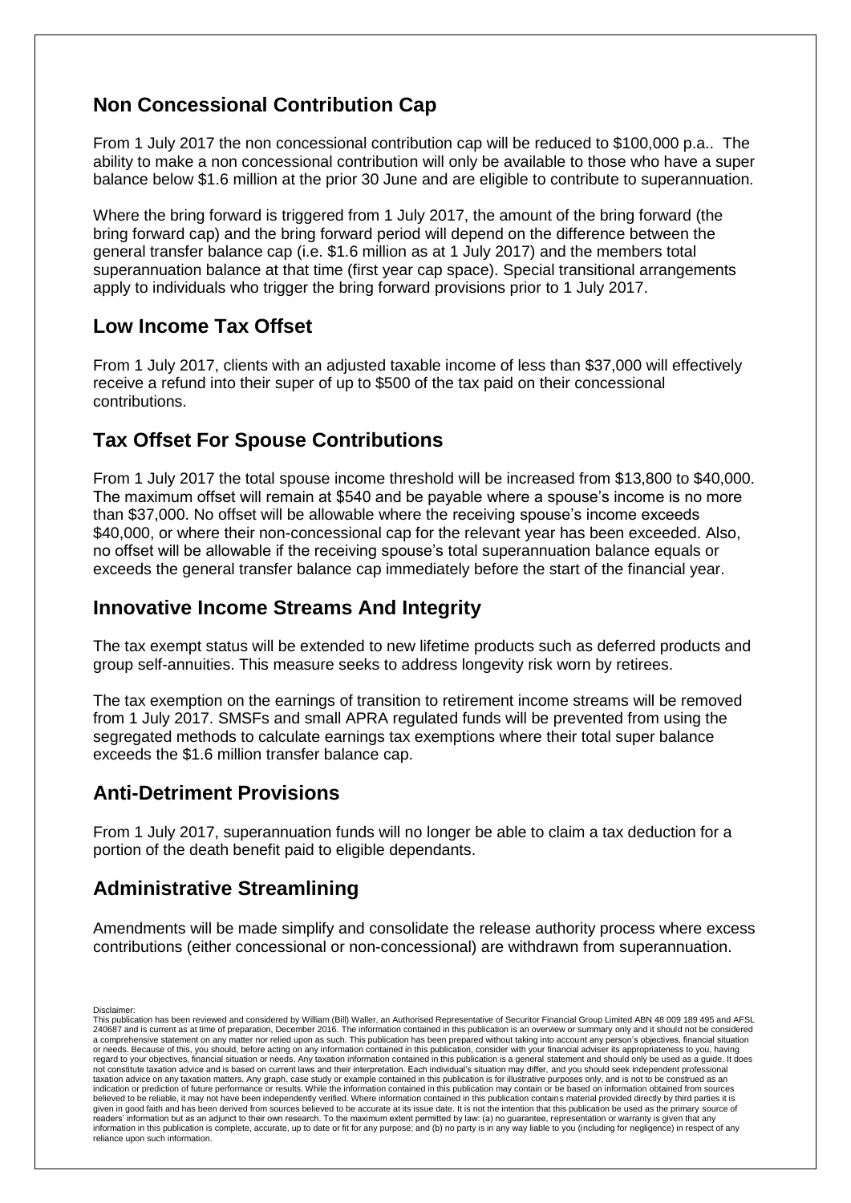## Non Concessional Contribution Cap

From 1 July 2017 the non concessional contribution cap will be reduced to $100,000 p.a.. The ability to make a non concessional contribution will only be available to those who have a super balance below $1.6 million at the prior 30 June and are eligible to contribute to superannuation.

Where the bring forward is triggered from 1 July 2017, the amount of the bring forward (the bring forward cap) and the bring forward period will depend on the difference between the general transfer balance cap (i.e. $1.6 million as at 1 July 2017) and the members total superannuation balance at that time (first year cap space). Special transitional arrangements apply to individuals who trigger the bring forward provisions prior to 1 July 2017.

## Low Income Tax Offset

From 1 July 2017, clients with an adjusted taxable income of less than $37,000 will effectively receive a refund into their super of up to $500 of the tax paid on their concessional contributions.

## Tax Offset For Spouse Contributions

From 1 July 2017 the total spouse income threshold will be increased from $13,800 to $40,000. The maximum offset will remain at $540 and be payable where a spouse's income is no more than $37,000. No offset will be allowable where the receiving spouse's income exceeds $40,000, or where their non-concessional cap for the relevant year has been exceeded. Also, no offset will be allowable if the receiving spouse's total superannuation balance equals or exceeds the general transfer balance cap immediately before the start of the financial year.

## Innovative Income Streams And Integrity

The tax exempt status will be extended to new lifetime products such as deferred products and group self-annuities. This measure seeks to address longevity risk worn by retirees.

The tax exemption on the earnings of transition to retirement income streams will be removed from 1 July 2017. SMSFs and small APRA regulated funds will be prevented from using the segregated methods to calculate earnings tax exemptions where their total super balance exceeds the $1.6 million transfer balance cap.

## Anti-Detriment Provisions

From 1 July 2017, superannuation funds will no longer be able to claim a tax deduction for a portion of the death benefit paid to eligible dependants.

## Administrative Streamlining

Amendments will be made simplify and consolidate the release authority process where excess contributions (either concessional or non-concessional) are withdrawn from superannuation.

Disclaimer:
This publication has been reviewed and considered by William (Bill) Waller, an Authorised Representative of Securitor Financial Group Limited ABN 48 009 189 495 and AFSL 240687 and is current as at time of preparation, December 2016. The information contained in this publication is an overview or summary only and it should not be considered a comprehensive statement on any matter nor relied upon as such. This publication has been prepared without taking into account any person's objectives, financial situation or needs. Because of this, you should, before acting on any information contained in this publication, consider with your financial adviser its appropriateness to you, having regard to your objectives, financial situation or needs. Any taxation information contained in this publication is a general statement and should only be used as a guide. It does not constitute taxation advice and is based on current laws and their interpretation. Each individual's situation may differ, and you should seek independent professional taxation advice on any taxation matters. Any graph, case study or example contained in this publication is for illustrative purposes only, and is not to be construed as an indication or prediction of future performance or results. While the information contained in this publication may contain or be based on information obtained from sources believed to be reliable, it may not have been independently verified. Where information contained in this publication contains material provided directly by third parties it is given in good faith and has been derived from sources believed to be accurate at its issue date. It is not the intention that this publication be used as the primary source of readers' information but as an adjunct to their own research. To the maximum extent permitted by law: (a) no guarantee, representation or warranty is given that any information in this publication is complete, accurate, up to date or fit for any purpose; and (b) no party is in any way liable to you (including for negligence) in respect of any reliance upon such information.